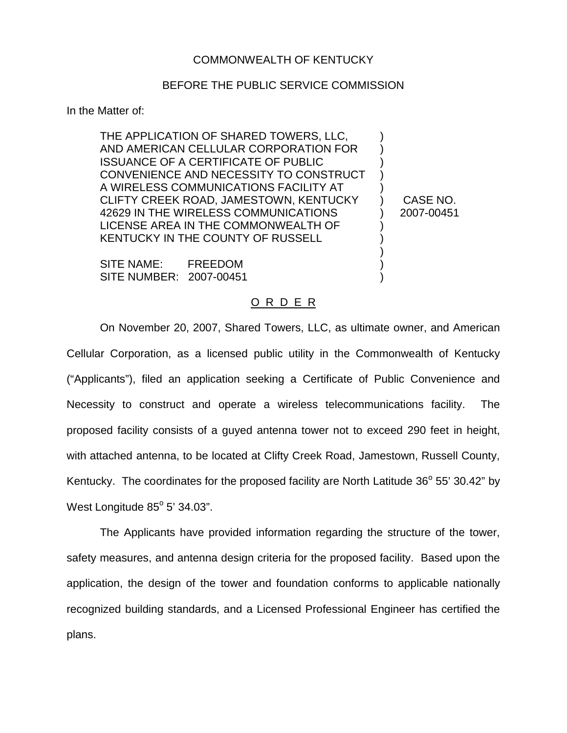COMMONWEALTH OF KENTUCKY

BEFORE THE PUBLIC SERVICE COMMISSION

In the Matter of:

THE APPLICATION OF SHARED TOWERS, LLC, AND AMERICAN CELLULAR CORPORATION FOR ISSUANCE OF A CERTIFICATE OF PUBLIC CONVENIENCE AND NECESSITY TO CONSTRUCT A WIRELESS COMMUNICATIONS FACILITY AT CLIFTY CREEK ROAD, JAMESTOWN, KENTUCKY 42629 IN THE WIRELESS COMMUNICATIONS LICENSE AREA IN THE COMMONWEALTH OF KENTUCKY IN THE COUNTY OF RUSSELL

SITE NAME: FREEDOM
SITE NUMBER: 2007-00451

CASE NO. 2007-00451

O R D E R

On November 20, 2007, Shared Towers, LLC, as ultimate owner, and American Cellular Corporation, as a licensed public utility in the Commonwealth of Kentucky ("Applicants"), filed an application seeking a Certificate of Public Convenience and Necessity to construct and operate a wireless telecommunications facility. The proposed facility consists of a guyed antenna tower not to exceed 290 feet in height, with attached antenna, to be located at Clifty Creek Road, Jamestown, Russell County, Kentucky. The coordinates for the proposed facility are North Latitude 36° 55' 30.42" by West Longitude 85° 5' 34.03".

The Applicants have provided information regarding the structure of the tower, safety measures, and antenna design criteria for the proposed facility. Based upon the application, the design of the tower and foundation conforms to applicable nationally recognized building standards, and a Licensed Professional Engineer has certified the plans.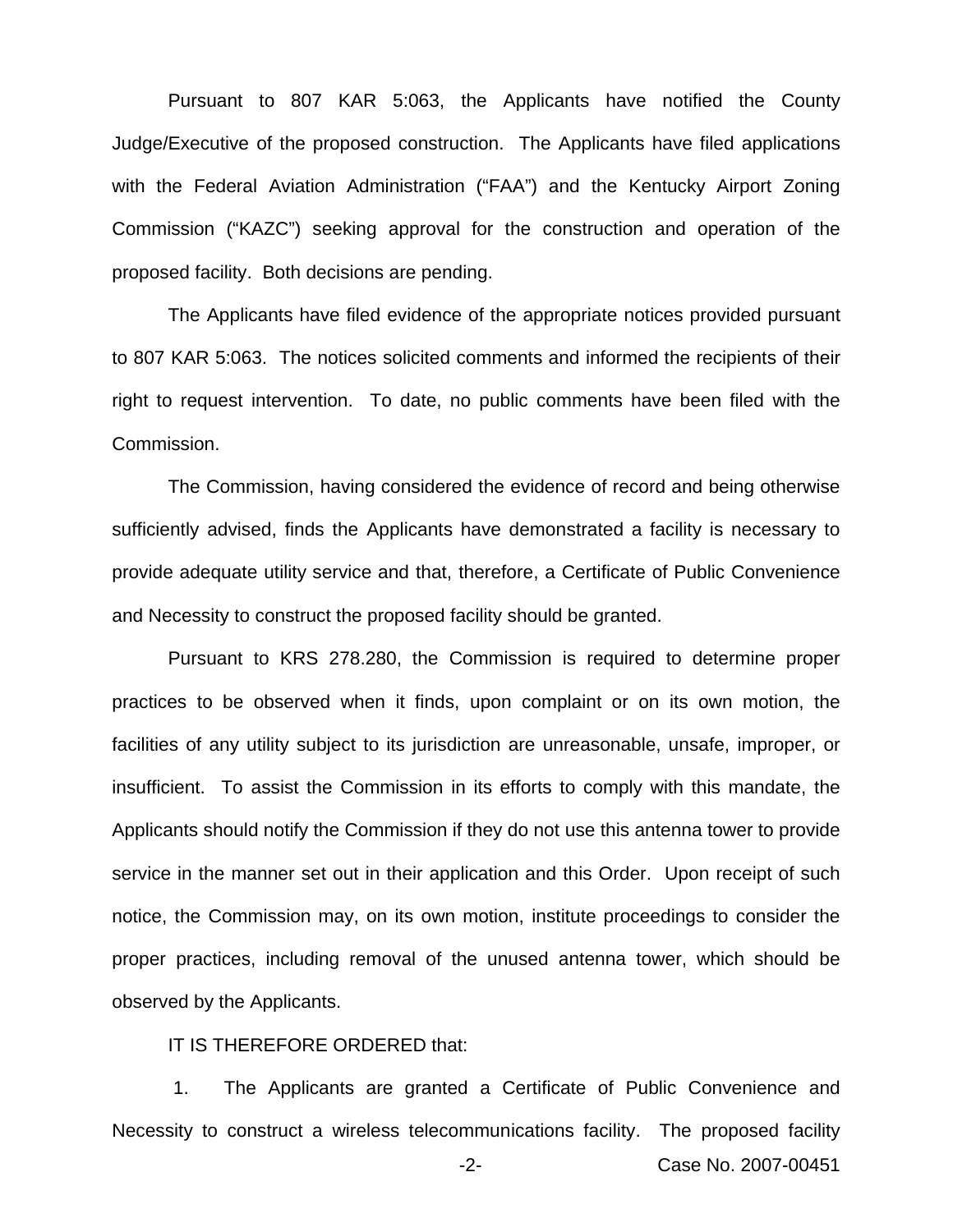Pursuant to 807 KAR 5:063, the Applicants have notified the County Judge/Executive of the proposed construction. The Applicants have filed applications with the Federal Aviation Administration ("FAA") and the Kentucky Airport Zoning Commission ("KAZC") seeking approval for the construction and operation of the proposed facility. Both decisions are pending.

The Applicants have filed evidence of the appropriate notices provided pursuant to 807 KAR 5:063. The notices solicited comments and informed the recipients of their right to request intervention. To date, no public comments have been filed with the Commission.

The Commission, having considered the evidence of record and being otherwise sufficiently advised, finds the Applicants have demonstrated a facility is necessary to provide adequate utility service and that, therefore, a Certificate of Public Convenience and Necessity to construct the proposed facility should be granted.

Pursuant to KRS 278.280, the Commission is required to determine proper practices to be observed when it finds, upon complaint or on its own motion, the facilities of any utility subject to its jurisdiction are unreasonable, unsafe, improper, or insufficient. To assist the Commission in its efforts to comply with this mandate, the Applicants should notify the Commission if they do not use this antenna tower to provide service in the manner set out in their application and this Order. Upon receipt of such notice, the Commission may, on its own motion, institute proceedings to consider the proper practices, including removal of the unused antenna tower, which should be observed by the Applicants.

IT IS THEREFORE ORDERED that:

1. The Applicants are granted a Certificate of Public Convenience and Necessity to construct a wireless telecommunications facility. The proposed facility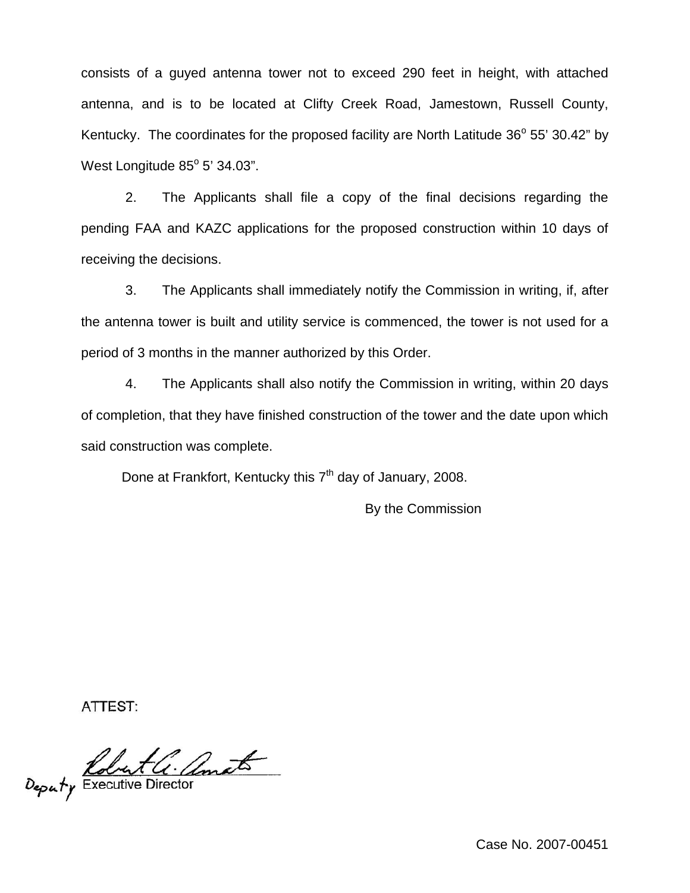consists of a guyed antenna tower not to exceed 290 feet in height, with attached antenna, and is to be located at Clifty Creek Road, Jamestown, Russell County, Kentucky. The coordinates for the proposed facility are North Latitude 36° 55' 30.42" by West Longitude 85° 5' 34.03".

2. The Applicants shall file a copy of the final decisions regarding the pending FAA and KAZC applications for the proposed construction within 10 days of receiving the decisions.

3. The Applicants shall immediately notify the Commission in writing, if, after the antenna tower is built and utility service is commenced, the tower is not used for a period of 3 months in the manner authorized by this Order.

4. The Applicants shall also notify the Commission in writing, within 20 days of completion, that they have finished construction of the tower and the date upon which said construction was complete.

Done at Frankfort, Kentucky this 7th day of January, 2008.

By the Commission

ATTEST:

Robert A. Amato
Deputy Executive Director

Case No. 2007-00451